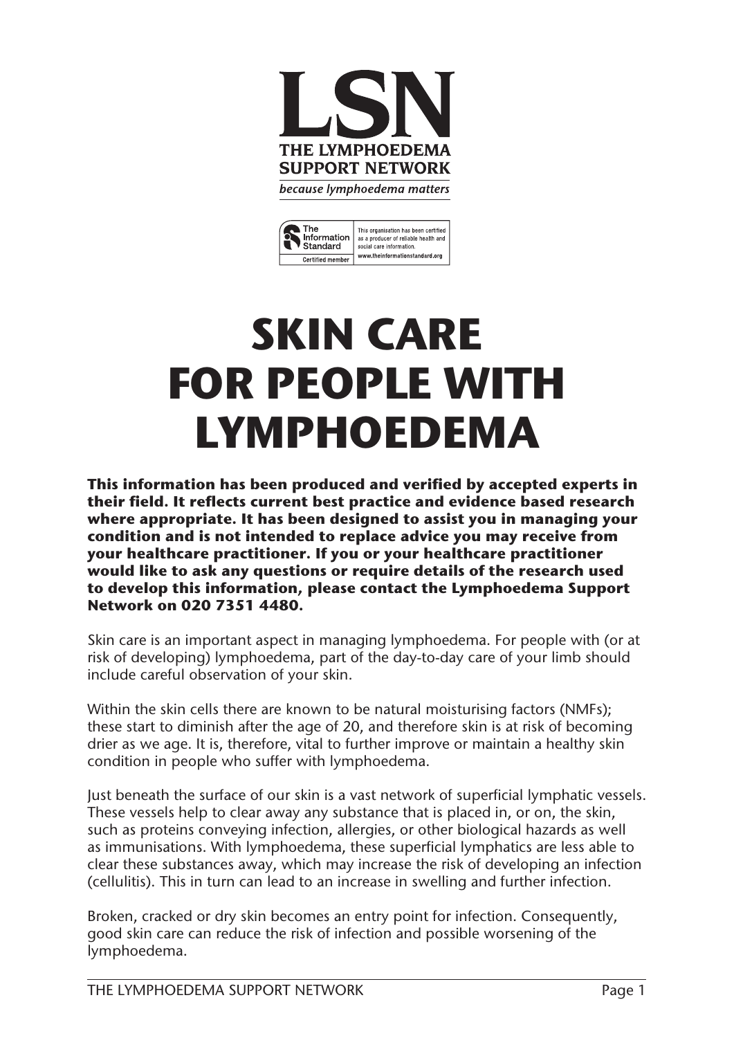# LSN

**THE LYMPHOEDEMA SUPPORT NETWORK**

*because lymphoedema matters*

The Information Standard — Certified member. This organisation has been certified as a producer of reliable health and social care information. www.theinformationstandard.org

# SKIN CARE FOR PEOPLE WITH LYMPHOEDEMA

**This information has been produced and verified by accepted experts in their field. It reflects current best practice and evidence based research where appropriate. It has been designed to assist you in managing your condition and is not intended to replace advice you may receive from your healthcare practitioner. If you or your healthcare practitioner would like to ask any questions or require details of the research used to develop this information, please contact the Lymphoedema Support Network on 020 7351 4480.**

Skin care is an important aspect in managing lymphoedema. For people with (or at risk of developing) lymphoedema, part of the day-to-day care of your limb should include careful observation of your skin.

Within the skin cells there are known to be natural moisturising factors (NMFs); these start to diminish after the age of 20, and therefore skin is at risk of becoming drier as we age. It is, therefore, vital to further improve or maintain a healthy skin condition in people who suffer with lymphoedema.

Just beneath the surface of our skin is a vast network of superficial lymphatic vessels. These vessels help to clear away any substance that is placed in, or on, the skin, such as proteins conveying infection, allergies, or other biological hazards as well as immunisations. With lymphoedema, these superficial lymphatics are less able to clear these substances away, which may increase the risk of developing an infection (cellulitis). This in turn can lead to an increase in swelling and further infection.

Broken, cracked or dry skin becomes an entry point for infection. Consequently, good skin care can reduce the risk of infection and possible worsening of the lymphoedema.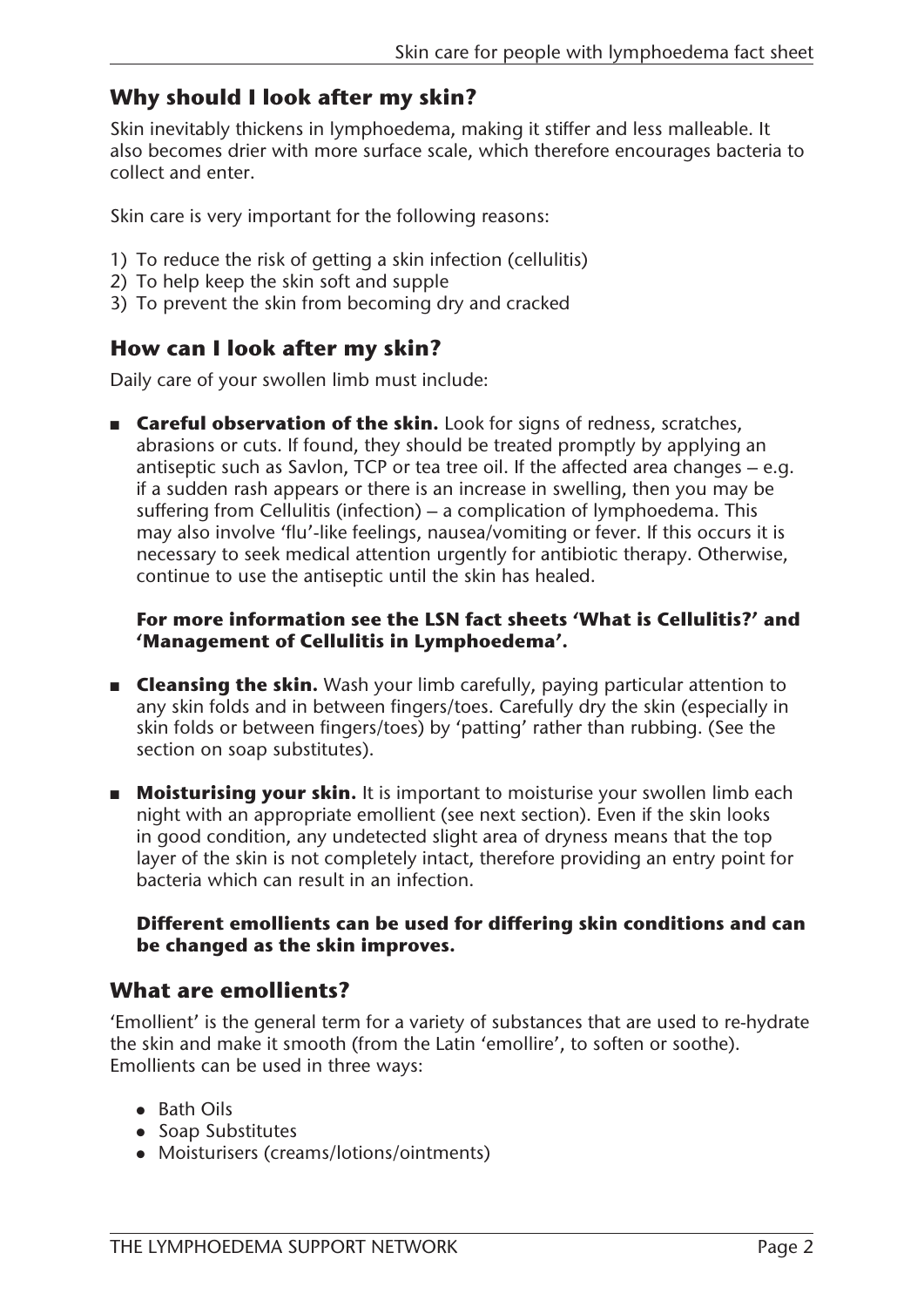## Why should I look after my skin?

Skin inevitably thickens in lymphoedema, making it stiffer and less malleable. It also becomes drier with more surface scale, which therefore encourages bacteria to collect and enter.

Skin care is very important for the following reasons:

1) To reduce the risk of getting a skin infection (cellulitis)
2) To help keep the skin soft and supple
3) To prevent the skin from becoming dry and cracked

## How can I look after my skin?

Daily care of your swollen limb must include:

- **Careful observation of the skin.** Look for signs of redness, scratches, abrasions or cuts. If found, they should be treated promptly by applying an antiseptic such as Savlon, TCP or tea tree oil. If the affected area changes – e.g. if a sudden rash appears or there is an increase in swelling, then you may be suffering from Cellulitis (infection) – a complication of lymphoedema. This may also involve 'flu'-like feelings, nausea/vomiting or fever. If this occurs it is necessary to seek medical attention urgently for antibiotic therapy. Otherwise, continue to use the antiseptic until the skin has healed.

  **For more information see the LSN fact sheets 'What is Cellulitis?' and 'Management of Cellulitis in Lymphoedema'.**

- **Cleansing the skin.** Wash your limb carefully, paying particular attention to any skin folds and in between fingers/toes. Carefully dry the skin (especially in skin folds or between fingers/toes) by 'patting' rather than rubbing. (See the section on soap substitutes).

- **Moisturising your skin.** It is important to moisturise your swollen limb each night with an appropriate emollient (see next section). Even if the skin looks in good condition, any undetected slight area of dryness means that the top layer of the skin is not completely intact, therefore providing an entry point for bacteria which can result in an infection.

  **Different emollients can be used for differing skin conditions and can be changed as the skin improves.**

## What are emollients?

'Emollient' is the general term for a variety of substances that are used to re-hydrate the skin and make it smooth (from the Latin 'emollire', to soften or soothe). Emollients can be used in three ways:

- Bath Oils
- Soap Substitutes
- Moisturisers (creams/lotions/ointments)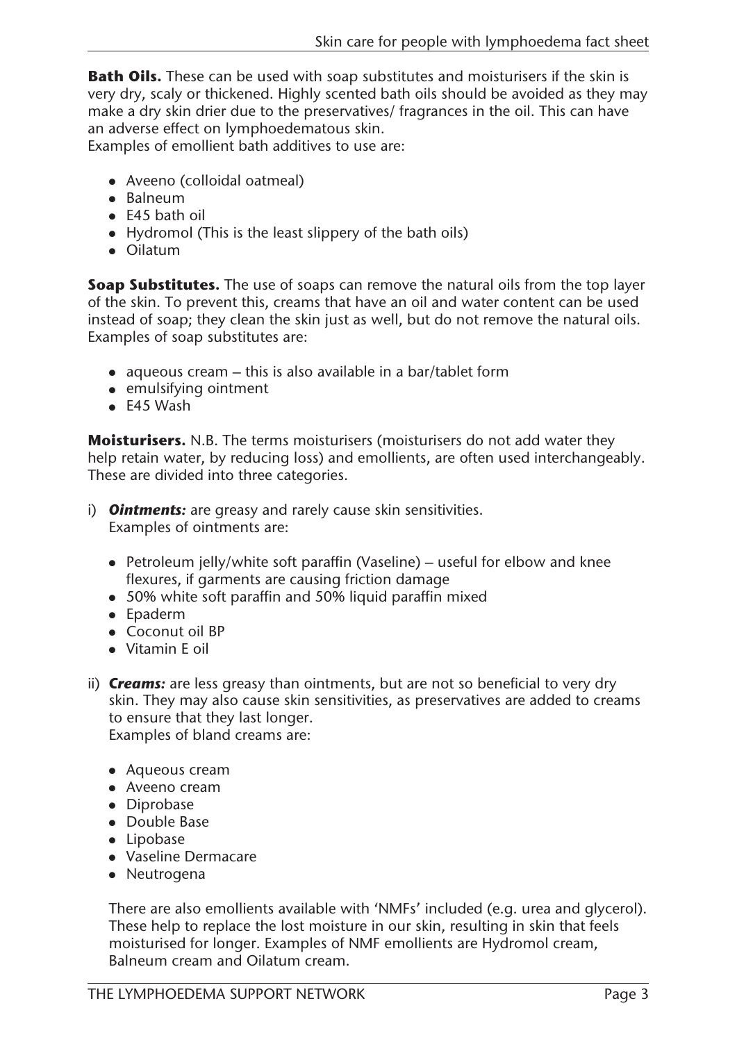**Bath Oils.** These can be used with soap substitutes and moisturisers if the skin is very dry, scaly or thickened. Highly scented bath oils should be avoided as they may make a dry skin drier due to the preservatives/ fragrances in the oil. This can have an adverse effect on lymphoedematous skin.
Examples of emollient bath additives to use are:

- Aveeno (colloidal oatmeal)
- Balneum
- E45 bath oil
- Hydromol (This is the least slippery of the bath oils)
- Oilatum

**Soap Substitutes.** The use of soaps can remove the natural oils from the top layer of the skin. To prevent this, creams that have an oil and water content can be used instead of soap; they clean the skin just as well, but do not remove the natural oils. Examples of soap substitutes are:

- aqueous cream – this is also available in a bar/tablet form
- emulsifying ointment
- E45 Wash

**Moisturisers.** N.B. The terms moisturisers (moisturisers do not add water they help retain water, by reducing loss) and emollients, are often used interchangeably. These are divided into three categories.

i) ***Ointments:*** are greasy and rarely cause skin sensitivities.
Examples of ointments are:

- Petroleum jelly/white soft paraffin (Vaseline) – useful for elbow and knee flexures, if garments are causing friction damage
- 50% white soft paraffin and 50% liquid paraffin mixed
- Epaderm
- Coconut oil BP
- Vitamin E oil

ii) ***Creams:*** are less greasy than ointments, but are not so beneficial to very dry skin. They may also cause skin sensitivities, as preservatives are added to creams to ensure that they last longer.
Examples of bland creams are:

- Aqueous cream
- Aveeno cream
- Diprobase
- Double Base
- Lipobase
- Vaseline Dermacare
- Neutrogena

There are also emollients available with 'NMFs' included (e.g. urea and glycerol). These help to replace the lost moisture in our skin, resulting in skin that feels moisturised for longer. Examples of NMF emollients are Hydromol cream, Balneum cream and Oilatum cream.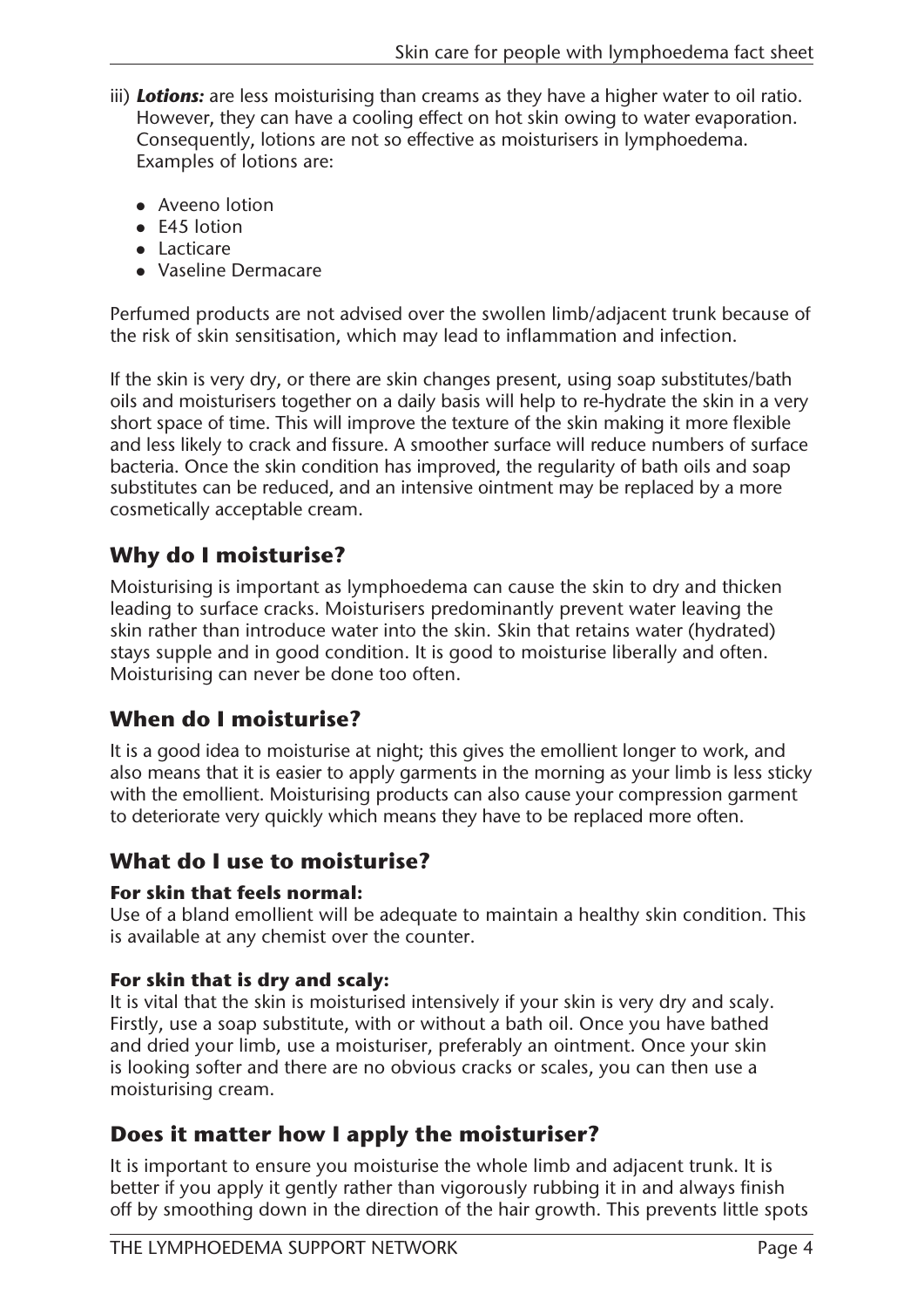iii) ***Lotions:*** are less moisturising than creams as they have a higher water to oil ratio. However, they can have a cooling effect on hot skin owing to water evaporation. Consequently, lotions are not so effective as moisturisers in lymphoedema. Examples of lotions are:

- Aveeno lotion
- E45 lotion
- Lacticare
- Vaseline Dermacare

Perfumed products are not advised over the swollen limb/adjacent trunk because of the risk of skin sensitisation, which may lead to inflammation and infection.

If the skin is very dry, or there are skin changes present, using soap substitutes/bath oils and moisturisers together on a daily basis will help to re-hydrate the skin in a very short space of time. This will improve the texture of the skin making it more flexible and less likely to crack and fissure. A smoother surface will reduce numbers of surface bacteria. Once the skin condition has improved, the regularity of bath oils and soap substitutes can be reduced, and an intensive ointment may be replaced by a more cosmetically acceptable cream.

## Why do I moisturise?

Moisturising is important as lymphoedema can cause the skin to dry and thicken leading to surface cracks. Moisturisers predominantly prevent water leaving the skin rather than introduce water into the skin. Skin that retains water (hydrated) stays supple and in good condition. It is good to moisturise liberally and often. Moisturising can never be done too often.

## When do I moisturise?

It is a good idea to moisturise at night; this gives the emollient longer to work, and also means that it is easier to apply garments in the morning as your limb is less sticky with the emollient. Moisturising products can also cause your compression garment to deteriorate very quickly which means they have to be replaced more often.

## What do I use to moisturise?

**For skin that feels normal:**
Use of a bland emollient will be adequate to maintain a healthy skin condition. This is available at any chemist over the counter.

**For skin that is dry and scaly:**
It is vital that the skin is moisturised intensively if your skin is very dry and scaly. Firstly, use a soap substitute, with or without a bath oil. Once you have bathed and dried your limb, use a moisturiser, preferably an ointment. Once your skin is looking softer and there are no obvious cracks or scales, you can then use a moisturising cream.

## Does it matter how I apply the moisturiser?

It is important to ensure you moisturise the whole limb and adjacent trunk. It is better if you apply it gently rather than vigorously rubbing it in and always finish off by smoothing down in the direction of the hair growth. This prevents little spots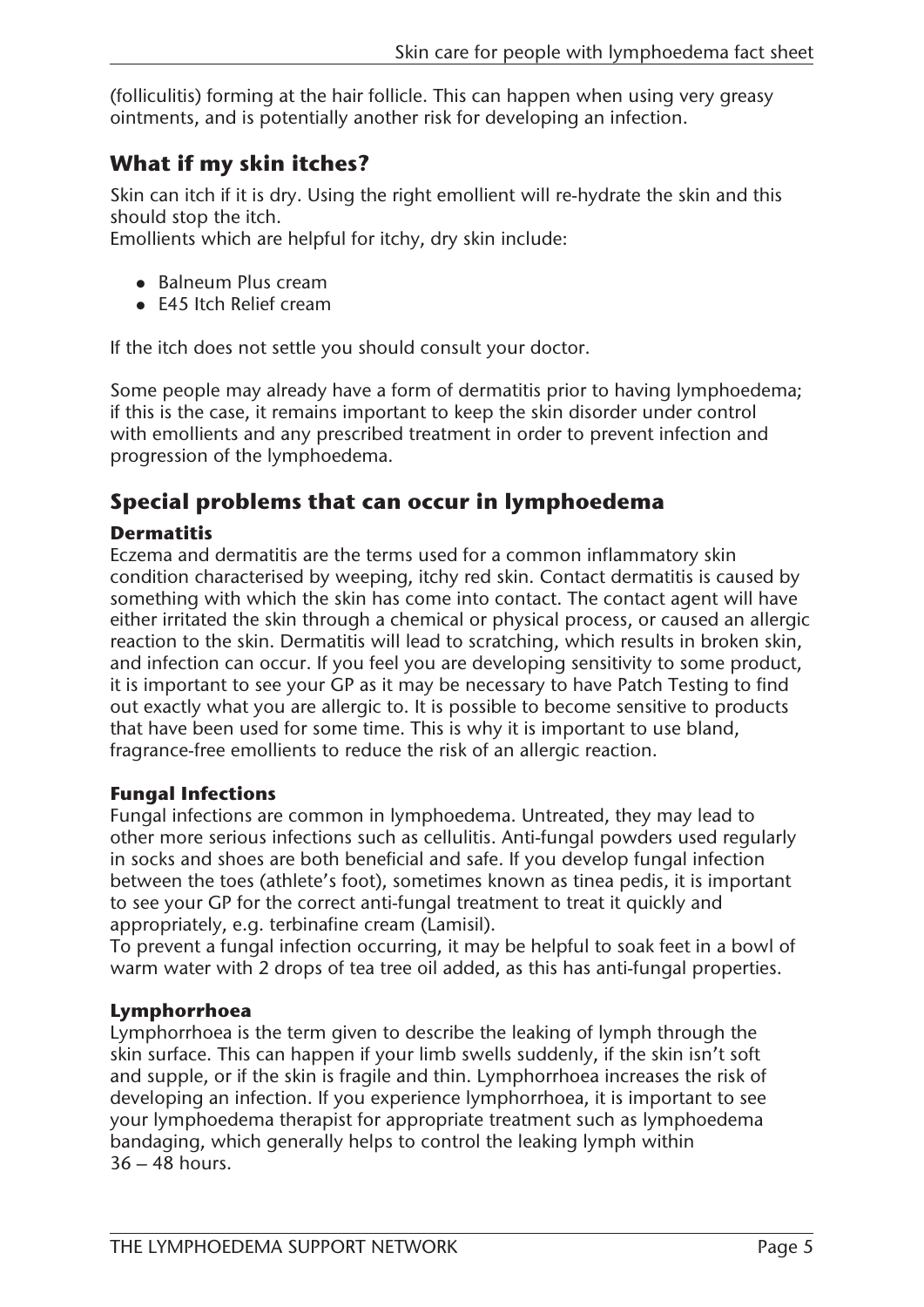(folliculitis) forming at the hair follicle. This can happen when using very greasy ointments, and is potentially another risk for developing an infection.

## What if my skin itches?

Skin can itch if it is dry. Using the right emollient will re-hydrate the skin and this should stop the itch.
Emollients which are helpful for itchy, dry skin include:

- Balneum Plus cream
- E45 Itch Relief cream

If the itch does not settle you should consult your doctor.

Some people may already have a form of dermatitis prior to having lymphoedema; if this is the case, it remains important to keep the skin disorder under control with emollients and any prescribed treatment in order to prevent infection and progression of the lymphoedema.

## Special problems that can occur in lymphoedema

### Dermatitis

Eczema and dermatitis are the terms used for a common inflammatory skin condition characterised by weeping, itchy red skin. Contact dermatitis is caused by something with which the skin has come into contact. The contact agent will have either irritated the skin through a chemical or physical process, or caused an allergic reaction to the skin. Dermatitis will lead to scratching, which results in broken skin, and infection can occur. If you feel you are developing sensitivity to some product, it is important to see your GP as it may be necessary to have Patch Testing to find out exactly what you are allergic to. It is possible to become sensitive to products that have been used for some time. This is why it is important to use bland, fragrance-free emollients to reduce the risk of an allergic reaction.

### Fungal Infections

Fungal infections are common in lymphoedema. Untreated, they may lead to other more serious infections such as cellulitis. Anti-fungal powders used regularly in socks and shoes are both beneficial and safe. If you develop fungal infection between the toes (athlete's foot), sometimes known as tinea pedis, it is important to see your GP for the correct anti-fungal treatment to treat it quickly and appropriately, e.g. terbinafine cream (Lamisil).
To prevent a fungal infection occurring, it may be helpful to soak feet in a bowl of warm water with 2 drops of tea tree oil added, as this has anti-fungal properties.

### Lymphorrhoea

Lymphorrhoea is the term given to describe the leaking of lymph through the skin surface. This can happen if your limb swells suddenly, if the skin isn't soft and supple, or if the skin is fragile and thin. Lymphorrhoea increases the risk of developing an infection. If you experience lymphorrhoea, it is important to see your lymphoedema therapist for appropriate treatment such as lymphoedema bandaging, which generally helps to control the leaking lymph within 36 – 48 hours.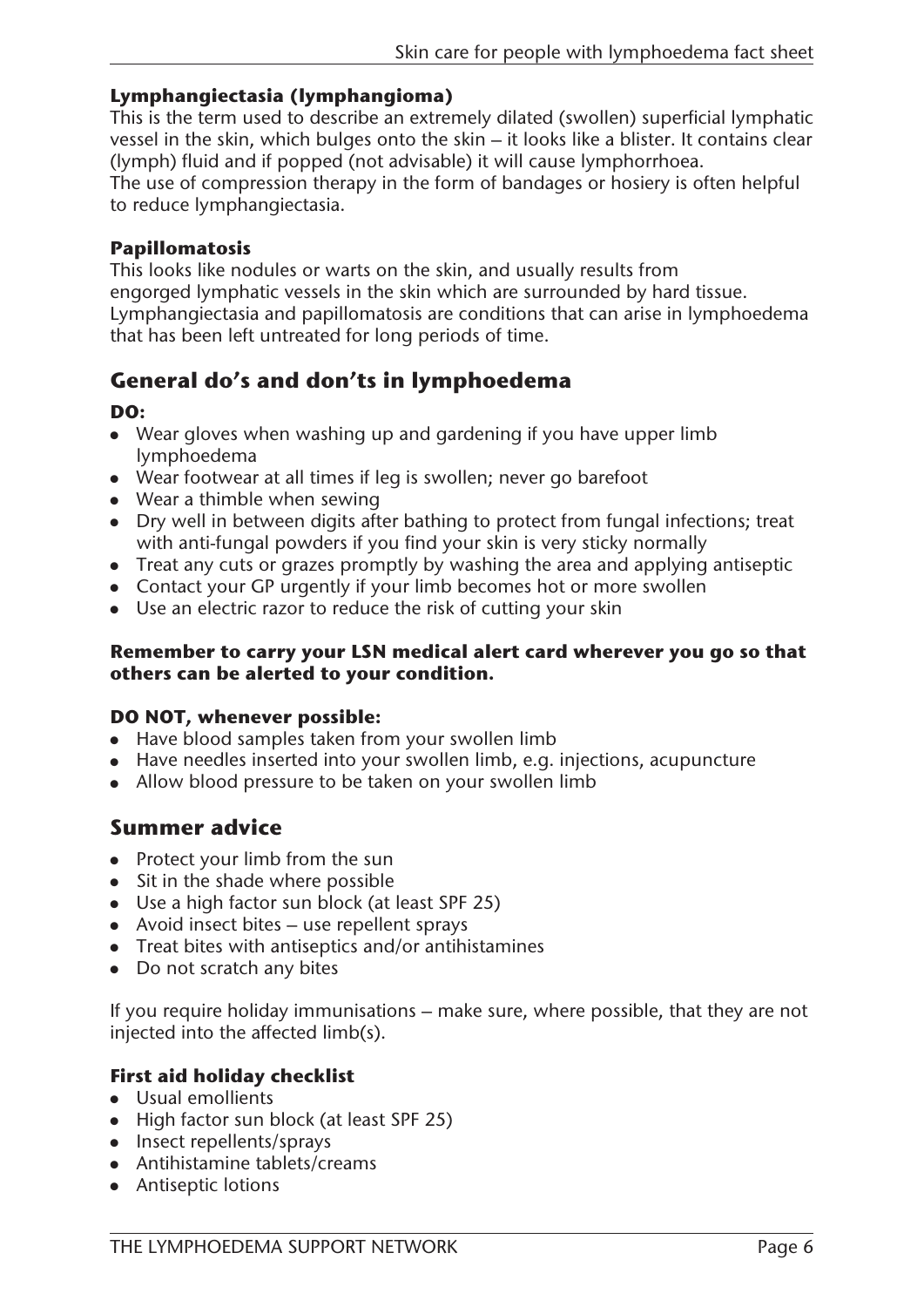### Lymphangiectasia (lymphangioma)

This is the term used to describe an extremely dilated (swollen) superficial lymphatic vessel in the skin, which bulges onto the skin – it looks like a blister. It contains clear (lymph) fluid and if popped (not advisable) it will cause lymphorrhoea.
The use of compression therapy in the form of bandages or hosiery is often helpful to reduce lymphangiectasia.

### Papillomatosis

This looks like nodules or warts on the skin, and usually results from engorged lymphatic vessels in the skin which are surrounded by hard tissue. Lymphangiectasia and papillomatosis are conditions that can arise in lymphoedema that has been left untreated for long periods of time.

## General do's and don'ts in lymphoedema

**DO:**

- Wear gloves when washing up and gardening if you have upper limb lymphoedema
- Wear footwear at all times if leg is swollen; never go barefoot
- Wear a thimble when sewing
- Dry well in between digits after bathing to protect from fungal infections; treat with anti-fungal powders if you find your skin is very sticky normally
- Treat any cuts or grazes promptly by washing the area and applying antiseptic
- Contact your GP urgently if your limb becomes hot or more swollen
- Use an electric razor to reduce the risk of cutting your skin

**Remember to carry your LSN medical alert card wherever you go so that others can be alerted to your condition.**

**DO NOT, whenever possible:**

- Have blood samples taken from your swollen limb
- Have needles inserted into your swollen limb, e.g. injections, acupuncture
- Allow blood pressure to be taken on your swollen limb

## Summer advice

- Protect your limb from the sun
- Sit in the shade where possible
- Use a high factor sun block (at least SPF 25)
- Avoid insect bites – use repellent sprays
- Treat bites with antiseptics and/or antihistamines
- Do not scratch any bites

If you require holiday immunisations – make sure, where possible, that they are not injected into the affected limb(s).

### First aid holiday checklist

- Usual emollients
- High factor sun block (at least SPF 25)
- Insect repellents/sprays
- Antihistamine tablets/creams
- Antiseptic lotions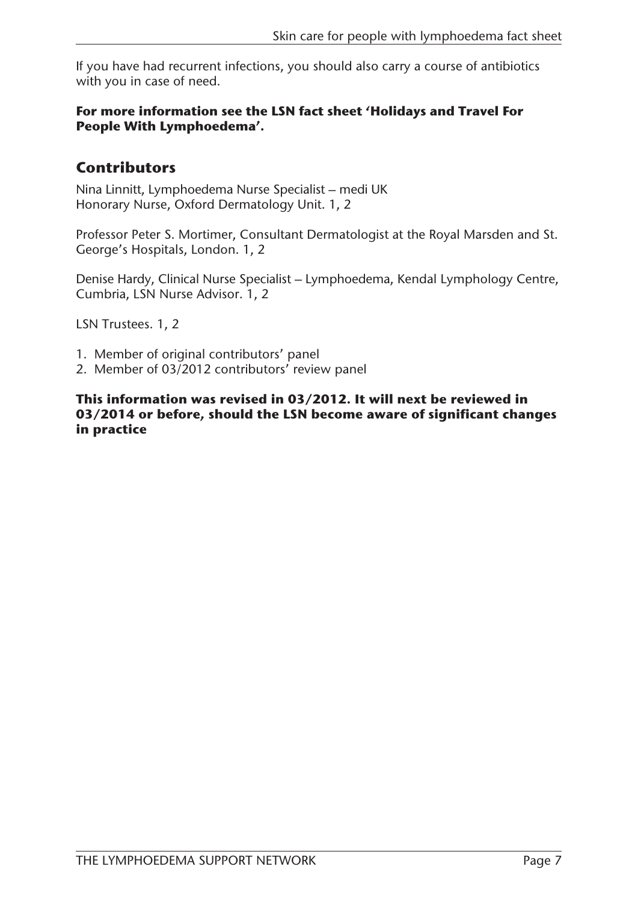If you have had recurrent infections, you should also carry a course of antibiotics with you in case of need.

**For more information see the LSN fact sheet 'Holidays and Travel For People With Lymphoedema'.**

## Contributors

Nina Linnitt, Lymphoedema Nurse Specialist – medi UK
Honorary Nurse, Oxford Dermatology Unit. 1, 2

Professor Peter S. Mortimer, Consultant Dermatologist at the Royal Marsden and St. George's Hospitals, London. 1, 2

Denise Hardy, Clinical Nurse Specialist – Lymphoedema, Kendal Lymphology Centre, Cumbria, LSN Nurse Advisor. 1, 2

LSN Trustees. 1, 2

1. Member of original contributors' panel
2. Member of 03/2012 contributors' review panel

**This information was revised in 03/2012. It will next be reviewed in 03/2014 or before, should the LSN become aware of significant changes in practice**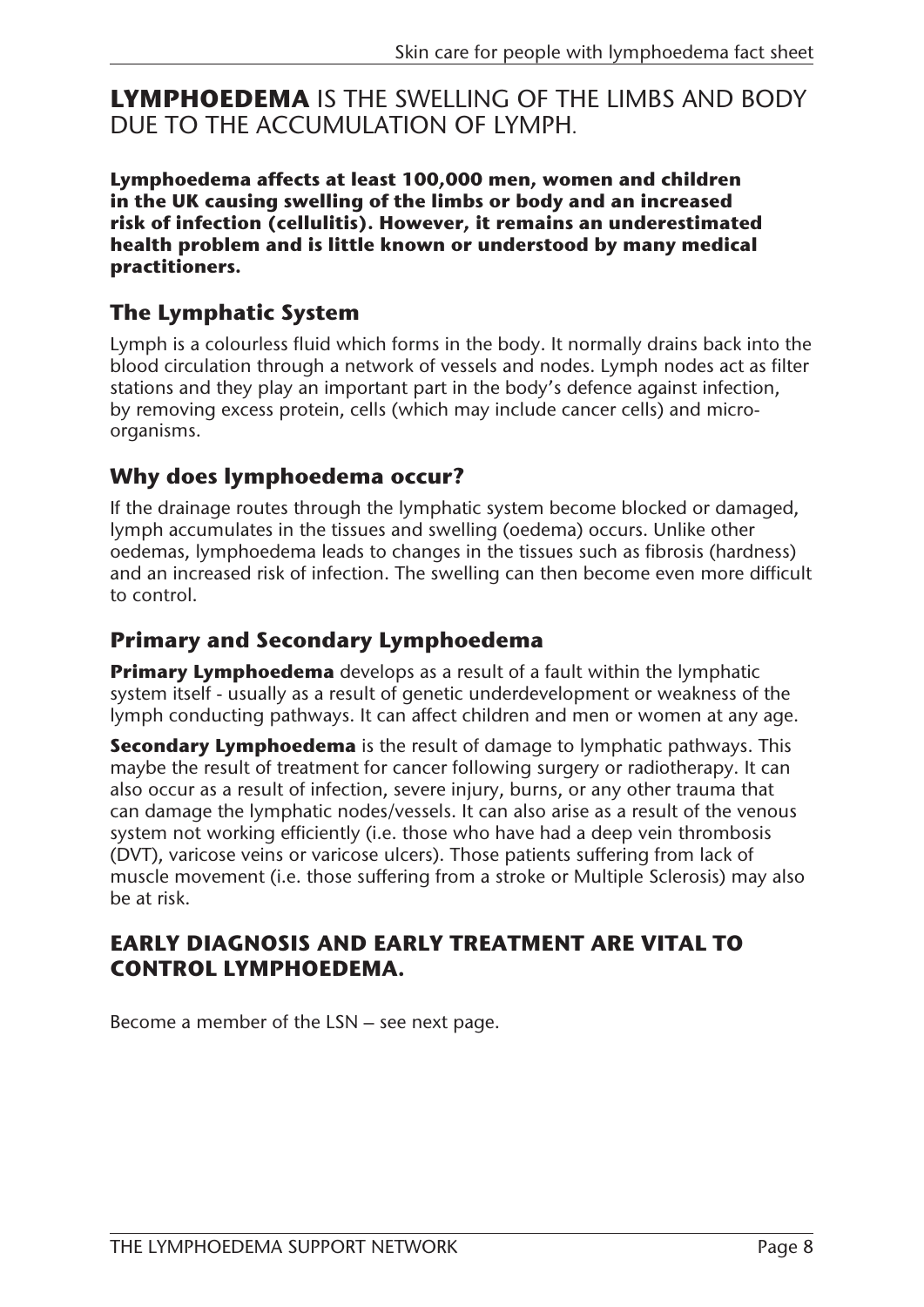# **LYMPHOEDEMA** IS THE SWELLING OF THE LIMBS AND BODY DUE TO THE ACCUMULATION OF LYMPH.

**Lymphoedema affects at least 100,000 men, women and children in the UK causing swelling of the limbs or body and an increased risk of infection (cellulitis). However, it remains an underestimated health problem and is little known or understood by many medical practitioners.**

## The Lymphatic System

Lymph is a colourless fluid which forms in the body. It normally drains back into the blood circulation through a network of vessels and nodes. Lymph nodes act as filter stations and they play an important part in the body's defence against infection, by removing excess protein, cells (which may include cancer cells) and micro-organisms.

## Why does lymphoedema occur?

If the drainage routes through the lymphatic system become blocked or damaged, lymph accumulates in the tissues and swelling (oedema) occurs. Unlike other oedemas, lymphoedema leads to changes in the tissues such as fibrosis (hardness) and an increased risk of infection. The swelling can then become even more difficult to control.

## Primary and Secondary Lymphoedema

**Primary Lymphoedema** develops as a result of a fault within the lymphatic system itself - usually as a result of genetic underdevelopment or weakness of the lymph conducting pathways. It can affect children and men or women at any age.

**Secondary Lymphoedema** is the result of damage to lymphatic pathways. This maybe the result of treatment for cancer following surgery or radiotherapy. It can also occur as a result of infection, severe injury, burns, or any other trauma that can damage the lymphatic nodes/vessels. It can also arise as a result of the venous system not working efficiently (i.e. those who have had a deep vein thrombosis (DVT), varicose veins or varicose ulcers). Those patients suffering from lack of muscle movement (i.e. those suffering from a stroke or Multiple Sclerosis) may also be at risk.

## EARLY DIAGNOSIS AND EARLY TREATMENT ARE VITAL TO CONTROL LYMPHOEDEMA.

Become a member of the LSN – see next page.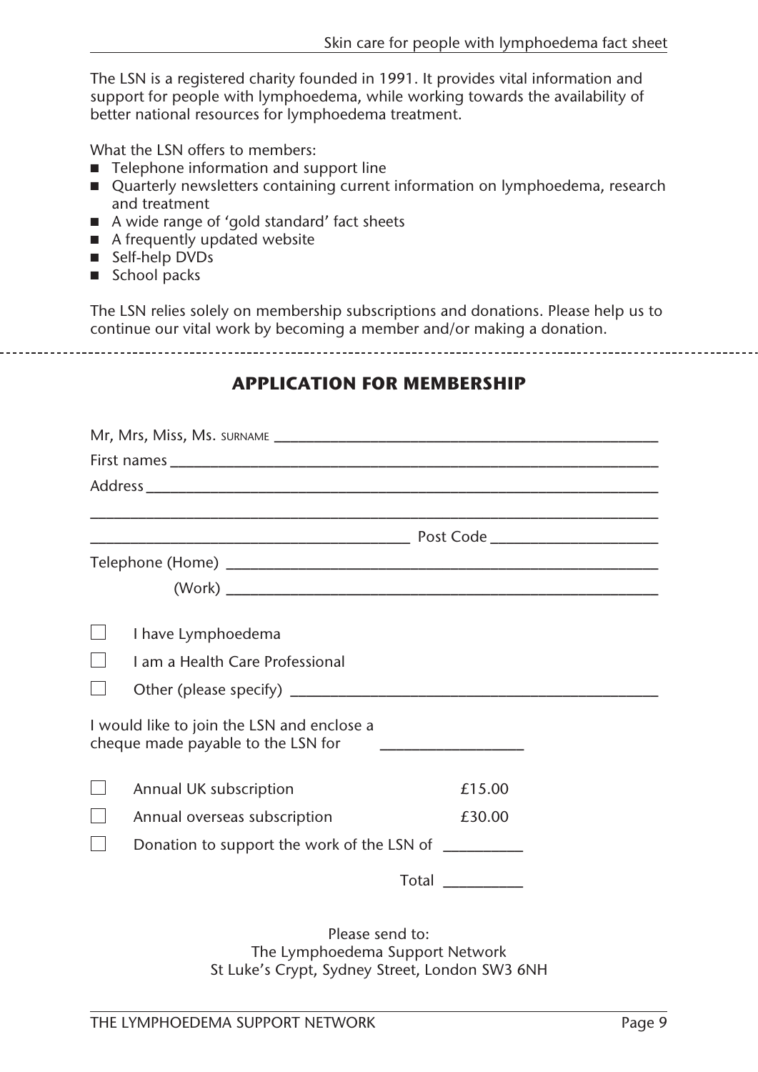The LSN is a registered charity founded in 1991. It provides vital information and support for people with lymphoedema, while working towards the availability of better national resources for lymphoedema treatment.

What the LSN offers to members:

- Telephone information and support line
- Quarterly newsletters containing current information on lymphoedema, research and treatment
- A wide range of 'gold standard' fact sheets
- A frequently updated website
- Self-help DVDs
- School packs

The LSN relies solely on membership subscriptions and donations. Please help us to continue our vital work by becoming a member and/or making a donation.

---

## APPLICATION FOR MEMBERSHIP

Mr, Mrs, Miss, Ms. SURNAME ______________________________

First names ______________________________

Address ______________________________

______________________________

______________________________ Post Code ______________

Telephone (Home) ______________________________

(Work) ______________________________

☐ I have Lymphoedema

☐ I am a Health Care Professional

☐ Other (please specify) ______________________________

I would like to join the LSN and enclose a cheque made payable to the LSN for ______________

☐ Annual UK subscription £15.00

☐ Annual overseas subscription £30.00

☐ Donation to support the work of the LSN of __________

Total __________

Please send to:
The Lymphoedema Support Network
St Luke's Crypt, Sydney Street, London SW3 6NH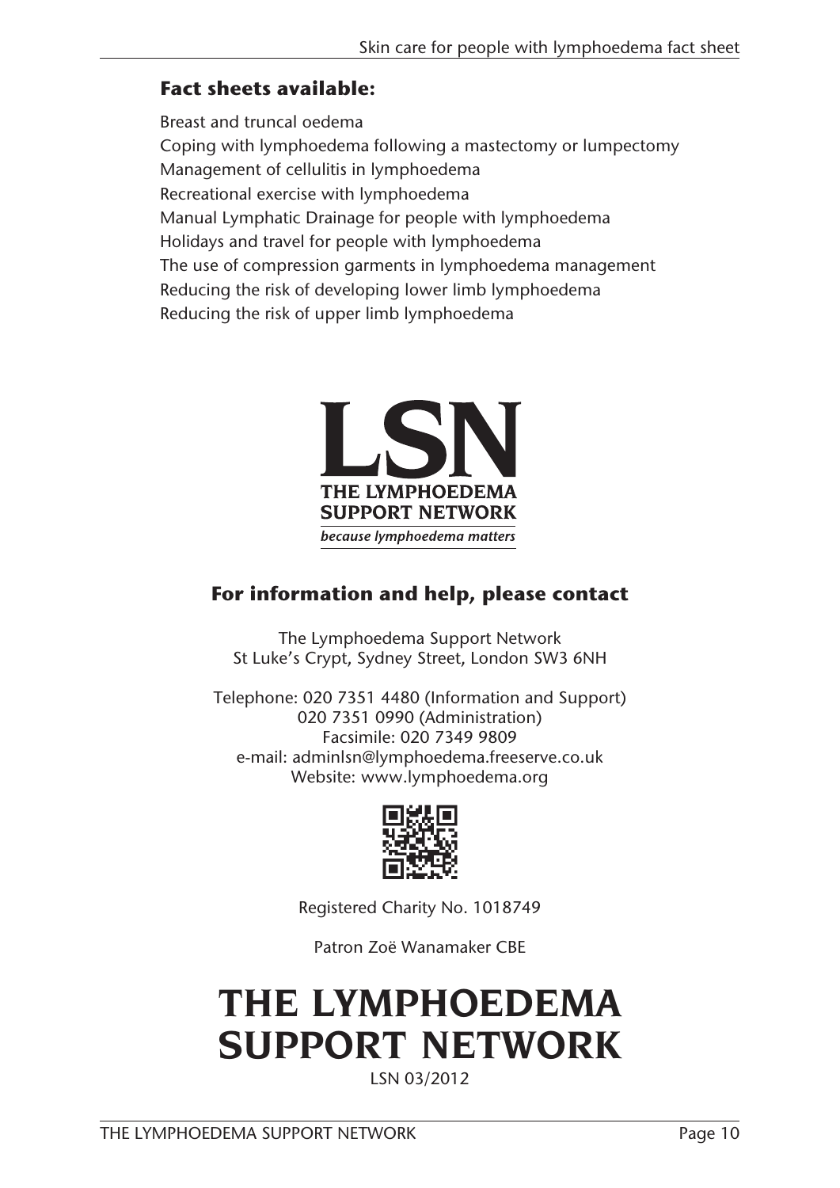## Fact sheets available:

Breast and truncal oedema
Coping with lymphoedema following a mastectomy or lumpectomy
Management of cellulitis in lymphoedema
Recreational exercise with lymphoedema
Manual Lymphatic Drainage for people with lymphoedema
Holidays and travel for people with lymphoedema
The use of compression garments in lymphoedema management
Reducing the risk of developing lower limb lymphoedema
Reducing the risk of upper limb lymphoedema

LSN
THE LYMPHOEDEMA SUPPORT NETWORK
*because lymphoedema matters*

## For information and help, please contact

The Lymphoedema Support Network
St Luke's Crypt, Sydney Street, London SW3 6NH

Telephone: 020 7351 4480 (Information and Support)
020 7351 0990 (Administration)
Facsimile: 020 7349 9809
e-mail: adminlsn@lymphoedema.freeserve.co.uk
Website: www.lymphoedema.org

Registered Charity No. 1018749

Patron Zoë Wanamaker CBE

# THE LYMPHOEDEMA SUPPORT NETWORK

LSN 03/2012